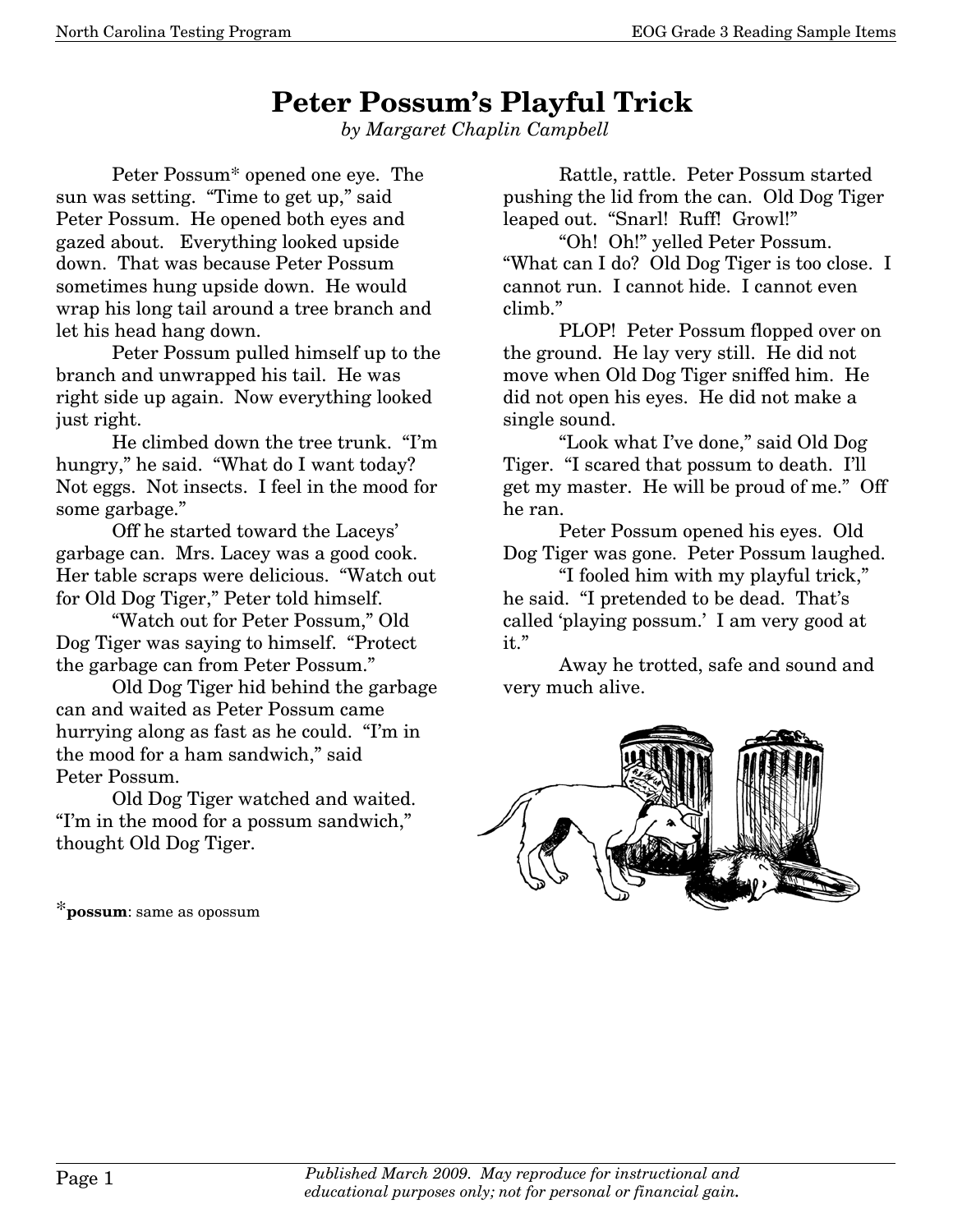# Peter Possum's Playful Trick

*by Margaret Chaplin Campbell*

Peter Possum* opened one eye. The sun was setting. "Time to get up," said Peter Possum. He opened both eyes and gazed about. Everything looked upside down. That was because Peter Possum sometimes hung upside down. He would wrap his long tail around a tree branch and let his head hang down.

Peter Possum pulled himself up to the branch and unwrapped his tail. He was right side up again. Now everything looked just right.

He climbed down the tree trunk. "I'm hungry," he said. "What do I want today? Not eggs. Not insects. I feel in the mood for some garbage."

Off he started toward the Laceys' garbage can. Mrs. Lacey was a good cook. Her table scraps were delicious. "Watch out for Old Dog Tiger," Peter told himself.

"Watch out for Peter Possum," Old Dog Tiger was saying to himself. "Protect the garbage can from Peter Possum."

Old Dog Tiger hid behind the garbage can and waited as Peter Possum came hurrying along as fast as he could. "I'm in the mood for a ham sandwich," said Peter Possum.

Old Dog Tiger watched and waited. "I'm in the mood for a possum sandwich," thought Old Dog Tiger.

Rattle, rattle. Peter Possum started pushing the lid from the can. Old Dog Tiger leaped out. "Snarl! Ruff! Growl!"

"Oh! Oh!" yelled Peter Possum. "What can I do? Old Dog Tiger is too close. I cannot run. I cannot hide. I cannot even climb."

PLOP! Peter Possum flopped over on the ground. He lay very still. He did not move when Old Dog Tiger sniffed him. He did not open his eyes. He did not make a single sound.

"Look what I've done," said Old Dog Tiger. "I scared that possum to death. I'll get my master. He will be proud of me." Off he ran.

Peter Possum opened his eyes. Old Dog Tiger was gone. Peter Possum laughed.

"I fooled him with my playful trick," he said. "I pretended to be dead. That's called 'playing possum.' I am very good at it."

Away he trotted, safe and sound and very much alive.

*__possum__: same as opossum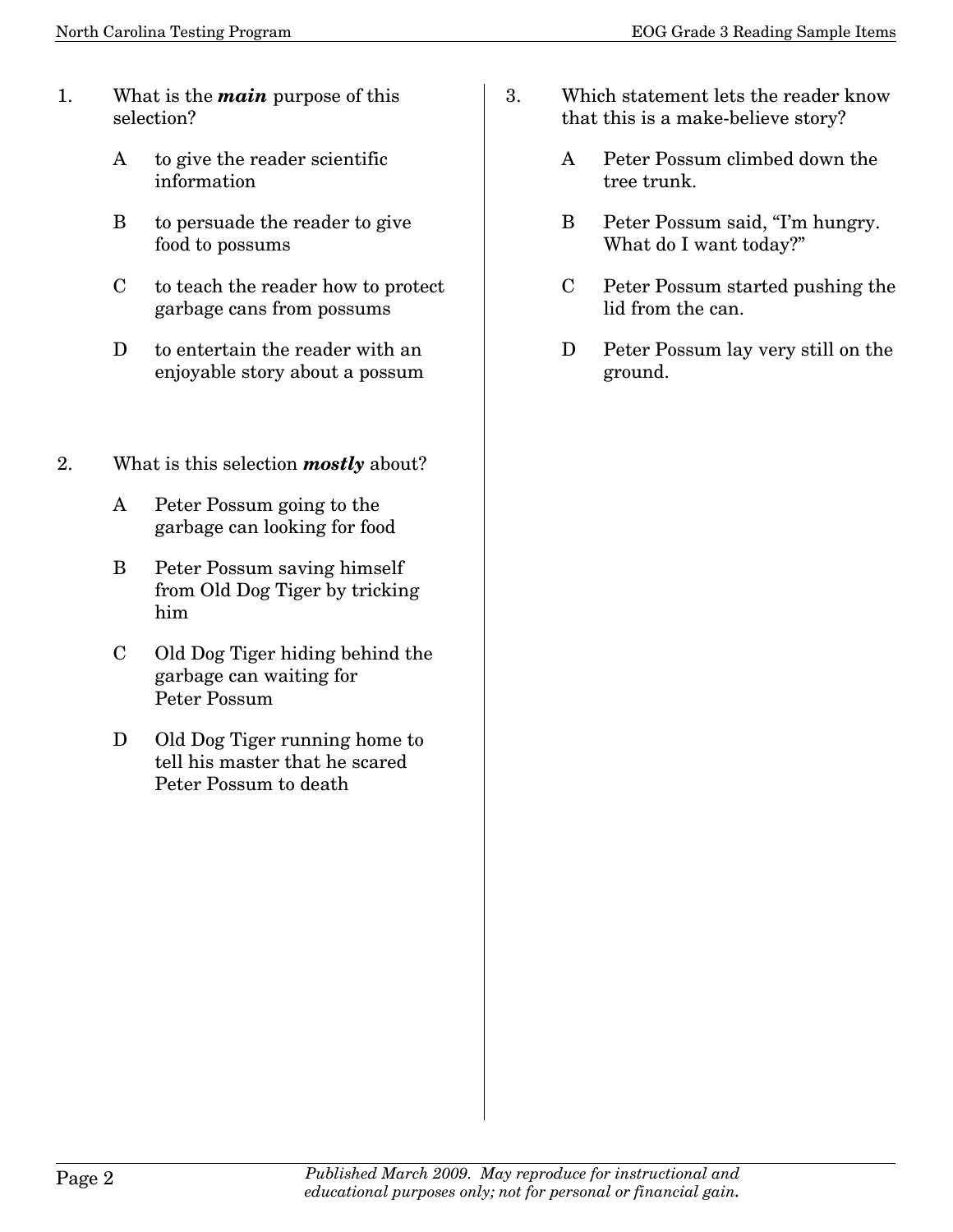1. What is the ***main*** purpose of this selection?

   A to give the reader scientific information

   B to persuade the reader to give food to possums

   C to teach the reader how to protect garbage cans from possums

   D to entertain the reader with an enjoyable story about a possum

2. What is this selection ***mostly*** about?

   A Peter Possum going to the garbage can looking for food

   B Peter Possum saving himself from Old Dog Tiger by tricking him

   C Old Dog Tiger hiding behind the garbage can waiting for Peter Possum

   D Old Dog Tiger running home to tell his master that he scared Peter Possum to death

3. Which statement lets the reader know that this is a make-believe story?

   A Peter Possum climbed down the tree trunk.

   B Peter Possum said, "I'm hungry. What do I want today?"

   C Peter Possum started pushing the lid from the can.

   D Peter Possum lay very still on the ground.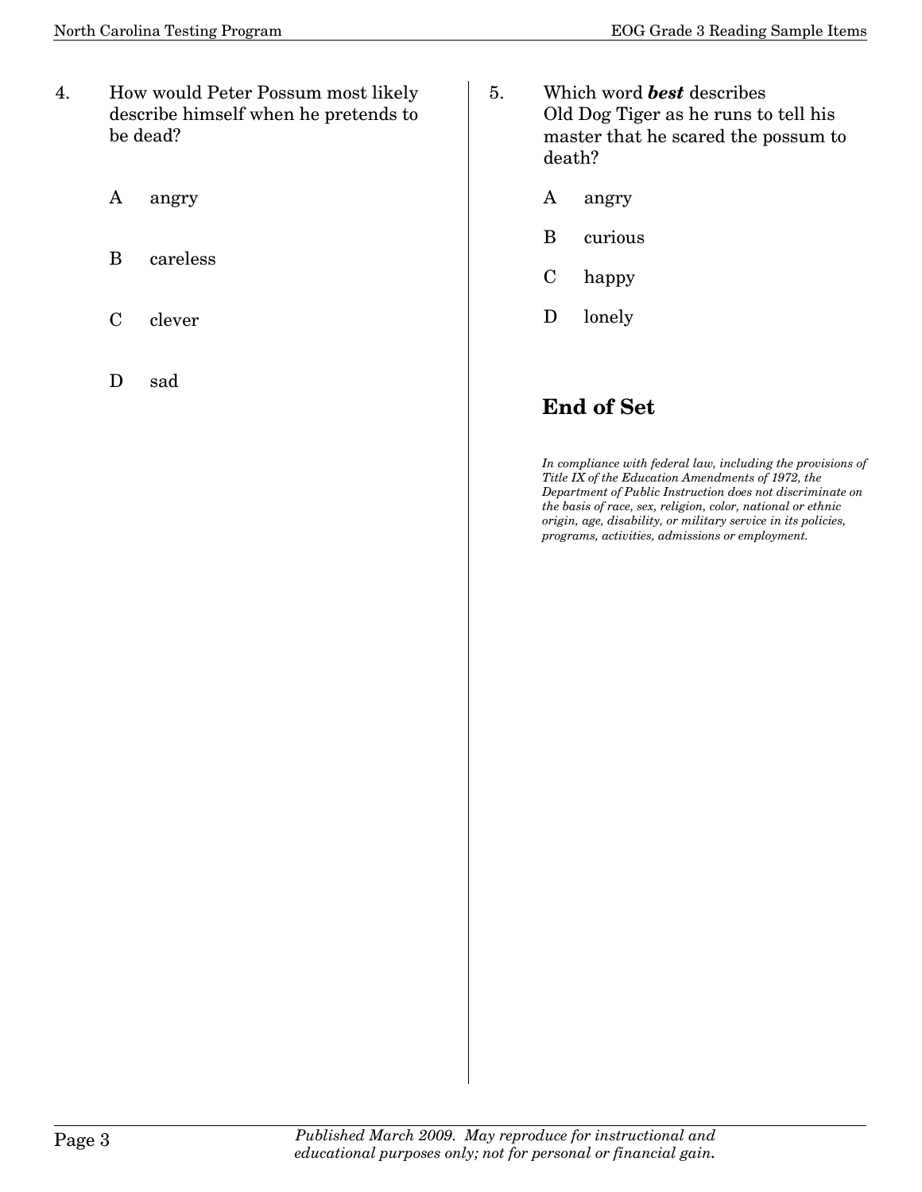4. How would Peter Possum most likely describe himself when he pretends to be dead?

   A angry

   B careless

   C clever

   D sad

5. Which word ***best*** describes Old Dog Tiger as he runs to tell his master that he scared the possum to death?

   A angry

   B curious

   C happy

   D lonely

## End of Set

*In compliance with federal law, including the provisions of Title IX of the Education Amendments of 1972, the Department of Public Instruction does not discriminate on the basis of race, sex, religion, color, national or ethnic origin, age, disability, or military service in its policies, programs, activities, admissions or employment.*

*Published March 2009. May reproduce for instructional and educational purposes only; not for personal or financial gain.*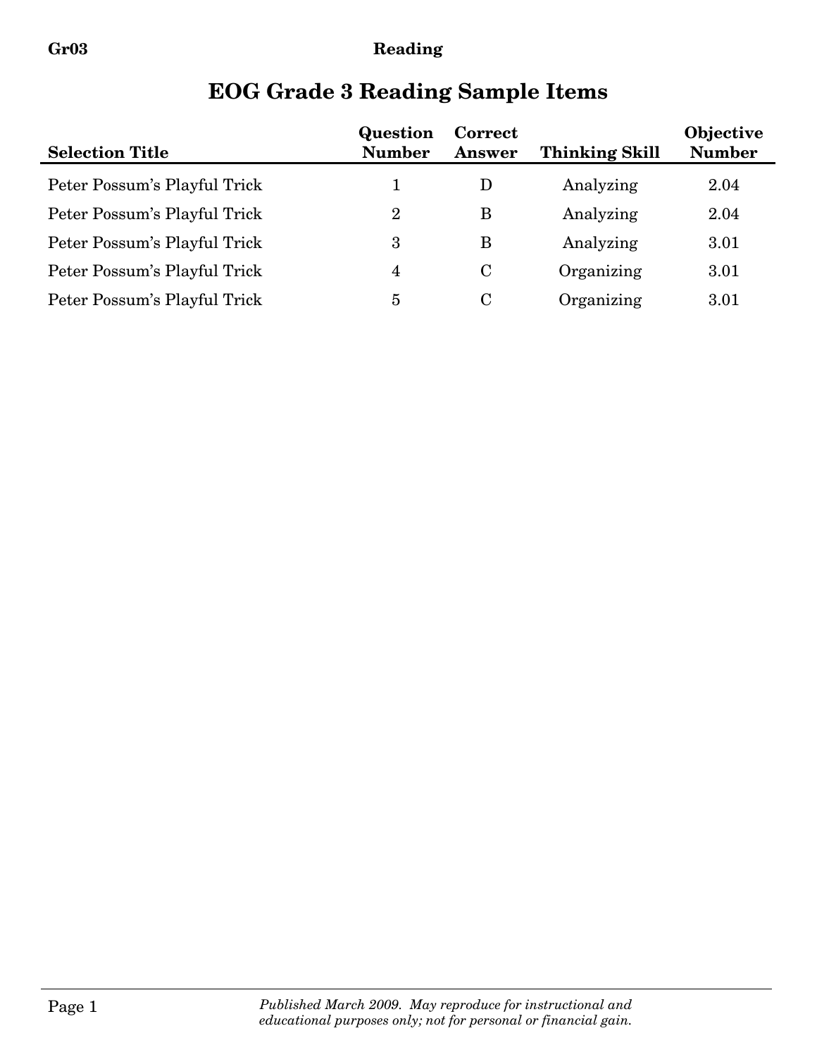# EOG Grade 3 Reading Sample Items

| Selection Title | Question Number | Correct Answer | Thinking Skill | Objective Number |
|---|---|---|---|---|
| Peter Possum's Playful Trick | 1 | D | Analyzing | 2.04 |
| Peter Possum's Playful Trick | 2 | B | Analyzing | 2.04 |
| Peter Possum's Playful Trick | 3 | B | Analyzing | 3.01 |
| Peter Possum's Playful Trick | 4 | C | Organizing | 3.01 |
| Peter Possum's Playful Trick | 5 | C | Organizing | 3.01 |

*Published March 2009. May reproduce for instructional and educational purposes only; not for personal or financial gain.*